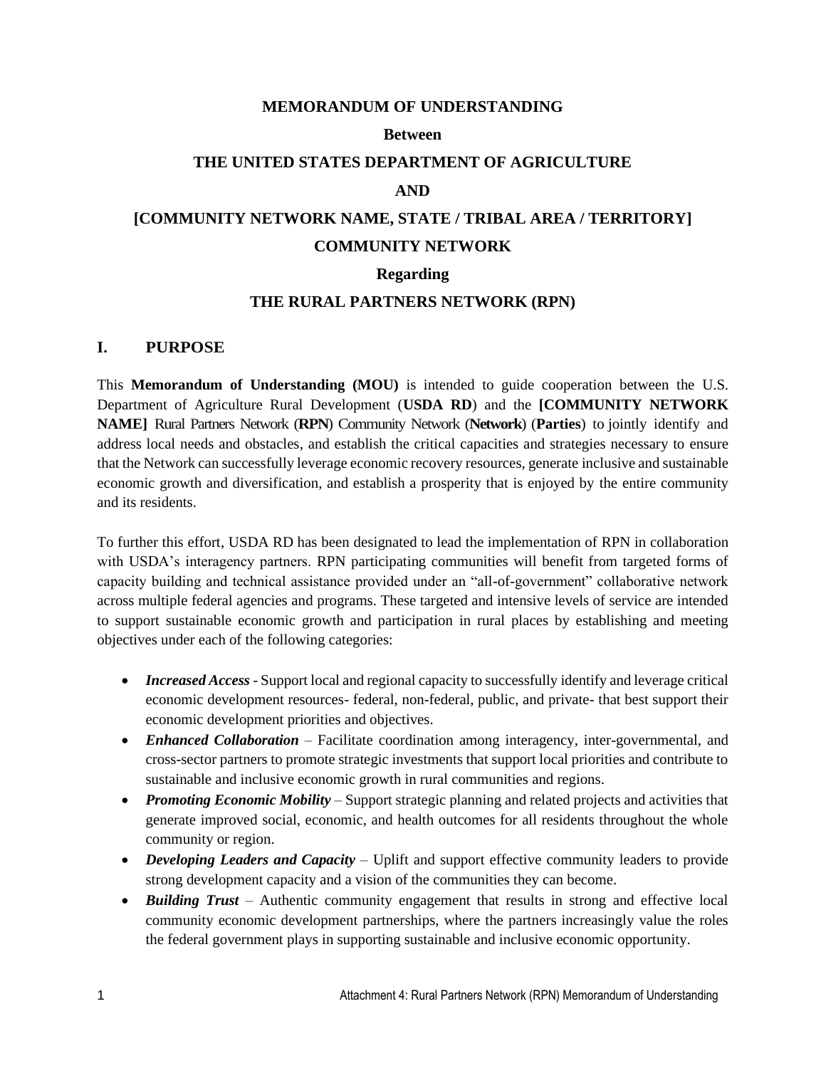**MEMORANDUM OF UNDERSTANDING**

**Between**

**THE UNITED STATES DEPARTMENT OF AGRICULTURE**

**AND**

**[COMMUNITY NETWORK NAME, STATE / TRIBAL AREA / TERRITORY]**

**COMMUNITY NETWORK**

**Regarding**

**THE RURAL PARTNERS NETWORK (RPN)**

## I. PURPOSE

This **Memorandum of Understanding (MOU)** is intended to guide cooperation between the U.S. Department of Agriculture Rural Development (**USDA RD**) and the **[COMMUNITY NETWORK NAME]** Rural Partners Network (**RPN**) Community Network (**Network**) (**Parties**) to jointly identify and address local needs and obstacles, and establish the critical capacities and strategies necessary to ensure that the Network can successfully leverage economic recovery resources, generate inclusive and sustainable economic growth and diversification, and establish a prosperity that is enjoyed by the entire community and its residents.

To further this effort, USDA RD has been designated to lead the implementation of RPN in collaboration with USDA's interagency partners. RPN participating communities will benefit from targeted forms of capacity building and technical assistance provided under an "all-of-government" collaborative network across multiple federal agencies and programs. These targeted and intensive levels of service are intended to support sustainable economic growth and participation in rural places by establishing and meeting objectives under each of the following categories:

- ***Increased Access*** - Support local and regional capacity to successfully identify and leverage critical economic development resources- federal, non-federal, public, and private- that best support their economic development priorities and objectives.
- ***Enhanced Collaboration*** – Facilitate coordination among interagency, inter-governmental, and cross-sector partners to promote strategic investments that support local priorities and contribute to sustainable and inclusive economic growth in rural communities and regions.
- ***Promoting Economic Mobility*** – Support strategic planning and related projects and activities that generate improved social, economic, and health outcomes for all residents throughout the whole community or region.
- ***Developing Leaders and Capacity*** – Uplift and support effective community leaders to provide strong development capacity and a vision of the communities they can become.
- ***Building Trust*** – Authentic community engagement that results in strong and effective local community economic development partnerships, where the partners increasingly value the roles the federal government plays in supporting sustainable and inclusive economic opportunity.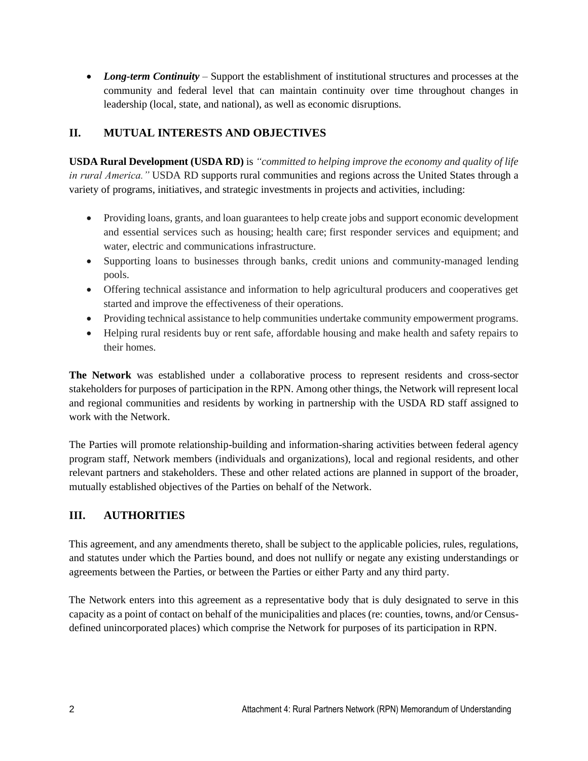- ***Long-term Continuity*** – Support the establishment of institutional structures and processes at the community and federal level that can maintain continuity over time throughout changes in leadership (local, state, and national), as well as economic disruptions.

## II. MUTUAL INTERESTS AND OBJECTIVES

**USDA Rural Development (USDA RD)** is *"committed to helping improve the economy and quality of life in rural America."* USDA RD supports rural communities and regions across the United States through a variety of programs, initiatives, and strategic investments in projects and activities, including:

- Providing loans, grants, and loan guarantees to help create jobs and support economic development and essential services such as housing; health care; first responder services and equipment; and water, electric and communications infrastructure.
- Supporting loans to businesses through banks, credit unions and community-managed lending pools.
- Offering technical assistance and information to help agricultural producers and cooperatives get started and improve the effectiveness of their operations.
- Providing technical assistance to help communities undertake community empowerment programs.
- Helping rural residents buy or rent safe, affordable housing and make health and safety repairs to their homes.

**The Network** was established under a collaborative process to represent residents and cross-sector stakeholders for purposes of participation in the RPN. Among other things, the Network will represent local and regional communities and residents by working in partnership with the USDA RD staff assigned to work with the Network.

The Parties will promote relationship-building and information-sharing activities between federal agency program staff, Network members (individuals and organizations), local and regional residents, and other relevant partners and stakeholders. These and other related actions are planned in support of the broader, mutually established objectives of the Parties on behalf of the Network.

## III. AUTHORITIES

This agreement, and any amendments thereto, shall be subject to the applicable policies, rules, regulations, and statutes under which the Parties bound, and does not nullify or negate any existing understandings or agreements between the Parties, or between the Parties or either Party and any third party.

The Network enters into this agreement as a representative body that is duly designated to serve in this capacity as a point of contact on behalf of the municipalities and places (re: counties, towns, and/or Census-defined unincorporated places) which comprise the Network for purposes of its participation in RPN.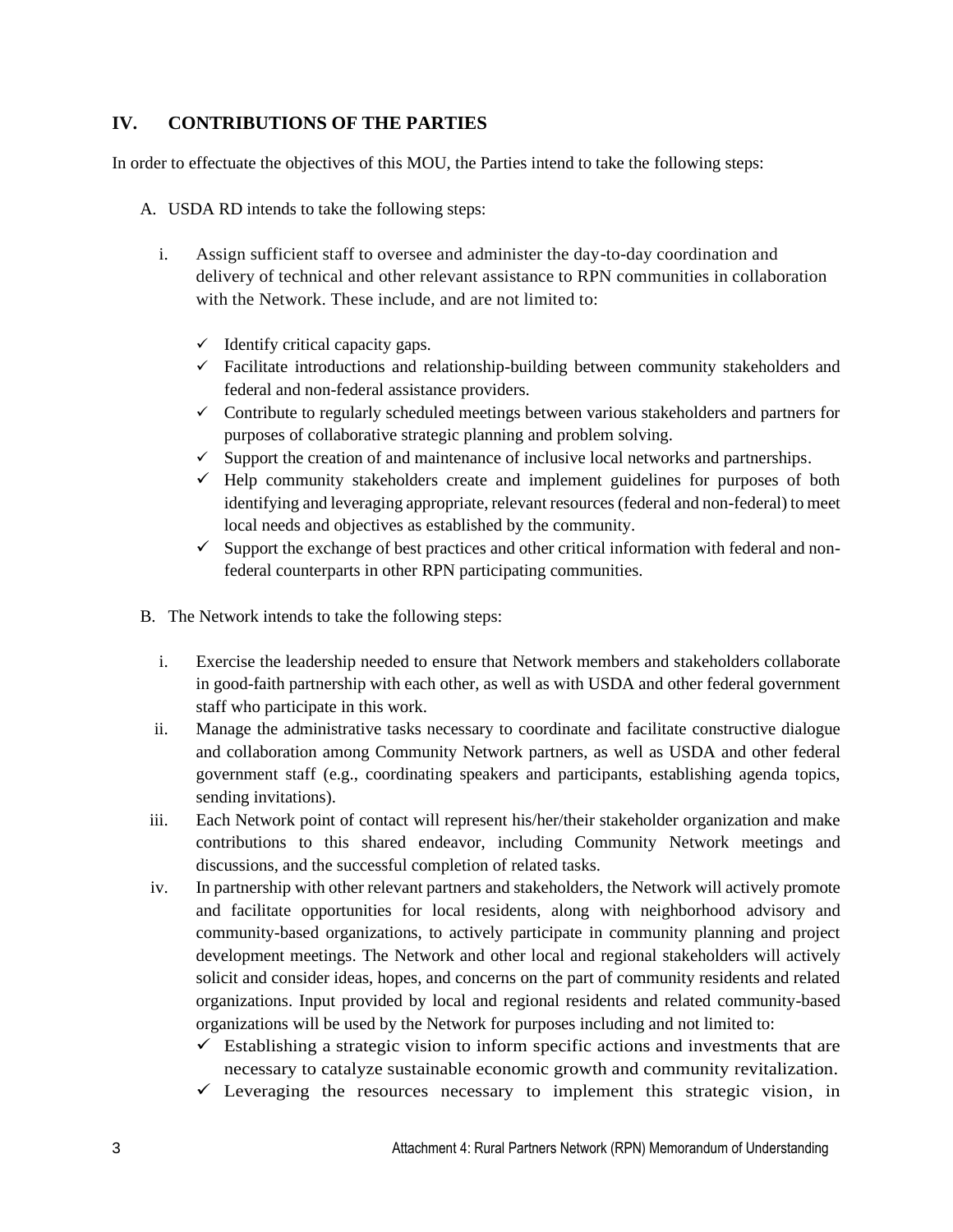## IV. CONTRIBUTIONS OF THE PARTIES

In order to effectuate the objectives of this MOU, the Parties intend to take the following steps:

A. USDA RD intends to take the following steps:

i. Assign sufficient staff to oversee and administer the day-to-day coordination and delivery of technical and other relevant assistance to RPN communities in collaboration with the Network. These include, and are not limited to:

- ✓ Identify critical capacity gaps.
- ✓ Facilitate introductions and relationship-building between community stakeholders and federal and non-federal assistance providers.
- ✓ Contribute to regularly scheduled meetings between various stakeholders and partners for purposes of collaborative strategic planning and problem solving.
- ✓ Support the creation of and maintenance of inclusive local networks and partnerships.
- ✓ Help community stakeholders create and implement guidelines for purposes of both identifying and leveraging appropriate, relevant resources (federal and non-federal) to meet local needs and objectives as established by the community.
- ✓ Support the exchange of best practices and other critical information with federal and non-federal counterparts in other RPN participating communities.

B. The Network intends to take the following steps:

i. Exercise the leadership needed to ensure that Network members and stakeholders collaborate in good-faith partnership with each other, as well as with USDA and other federal government staff who participate in this work.

ii. Manage the administrative tasks necessary to coordinate and facilitate constructive dialogue and collaboration among Community Network partners, as well as USDA and other federal government staff (e.g., coordinating speakers and participants, establishing agenda topics, sending invitations).

iii. Each Network point of contact will represent his/her/their stakeholder organization and make contributions to this shared endeavor, including Community Network meetings and discussions, and the successful completion of related tasks.

iv. In partnership with other relevant partners and stakeholders, the Network will actively promote and facilitate opportunities for local residents, along with neighborhood advisory and community-based organizations, to actively participate in community planning and project development meetings. The Network and other local and regional stakeholders will actively solicit and consider ideas, hopes, and concerns on the part of community residents and related organizations. Input provided by local and regional residents and related community-based organizations will be used by the Network for purposes including and not limited to:

- ✓ Establishing a strategic vision to inform specific actions and investments that are necessary to catalyze sustainable economic growth and community revitalization.
- ✓ Leveraging the resources necessary to implement this strategic vision, in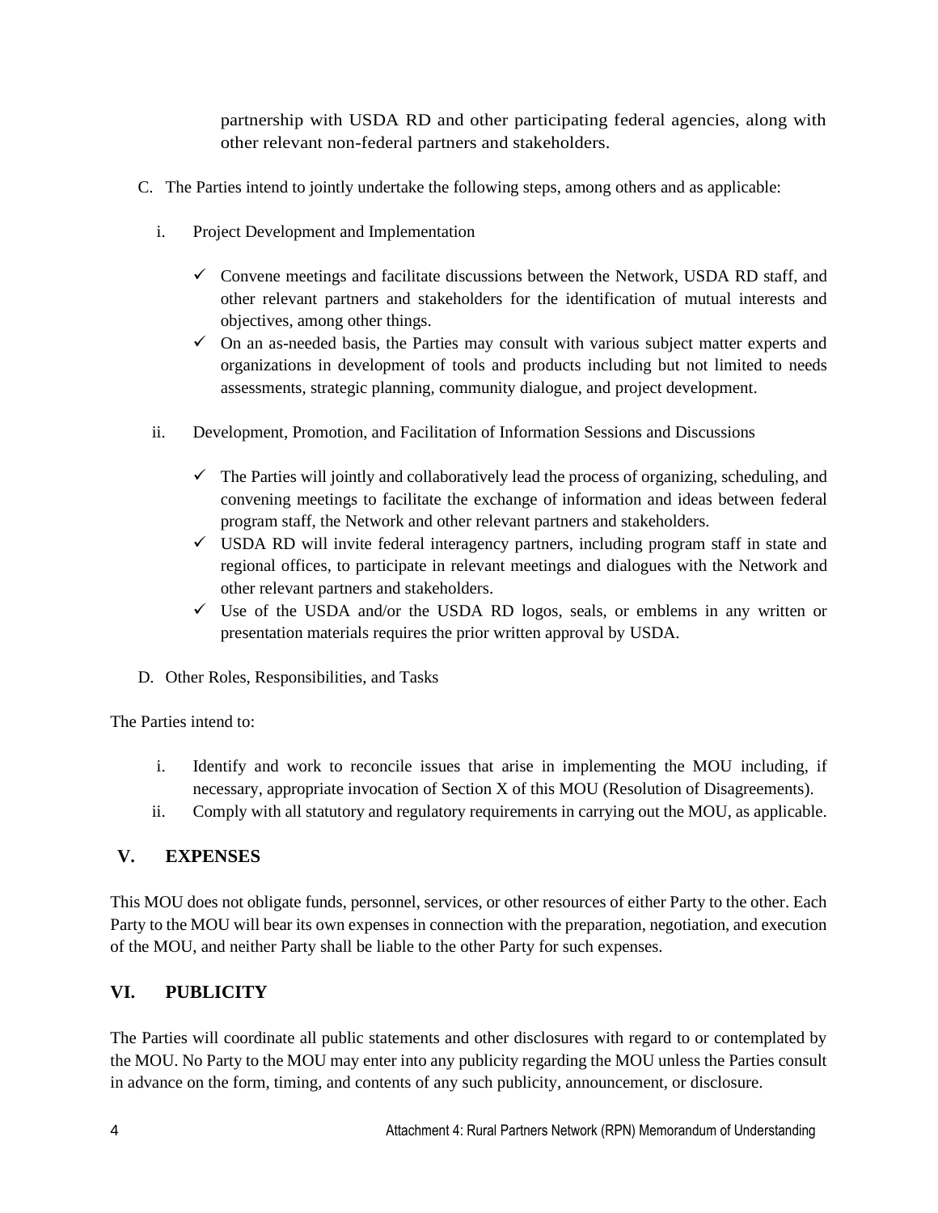partnership with USDA RD and other participating federal agencies, along with other relevant non-federal partners and stakeholders.

C. The Parties intend to jointly undertake the following steps, among others and as applicable:

i. Project Development and Implementation

- ✓ Convene meetings and facilitate discussions between the Network, USDA RD staff, and other relevant partners and stakeholders for the identification of mutual interests and objectives, among other things.
- ✓ On an as-needed basis, the Parties may consult with various subject matter experts and organizations in development of tools and products including but not limited to needs assessments, strategic planning, community dialogue, and project development.

ii. Development, Promotion, and Facilitation of Information Sessions and Discussions

- ✓ The Parties will jointly and collaboratively lead the process of organizing, scheduling, and convening meetings to facilitate the exchange of information and ideas between federal program staff, the Network and other relevant partners and stakeholders.
- ✓ USDA RD will invite federal interagency partners, including program staff in state and regional offices, to participate in relevant meetings and dialogues with the Network and other relevant partners and stakeholders.
- ✓ Use of the USDA and/or the USDA RD logos, seals, or emblems in any written or presentation materials requires the prior written approval by USDA.

D. Other Roles, Responsibilities, and Tasks

The Parties intend to:

i. Identify and work to reconcile issues that arise in implementing the MOU including, if necessary, appropriate invocation of Section X of this MOU (Resolution of Disagreements).

ii. Comply with all statutory and regulatory requirements in carrying out the MOU, as applicable.

## V. EXPENSES

This MOU does not obligate funds, personnel, services, or other resources of either Party to the other. Each Party to the MOU will bear its own expenses in connection with the preparation, negotiation, and execution of the MOU, and neither Party shall be liable to the other Party for such expenses.

## VI. PUBLICITY

The Parties will coordinate all public statements and other disclosures with regard to or contemplated by the MOU. No Party to the MOU may enter into any publicity regarding the MOU unless the Parties consult in advance on the form, timing, and contents of any such publicity, announcement, or disclosure.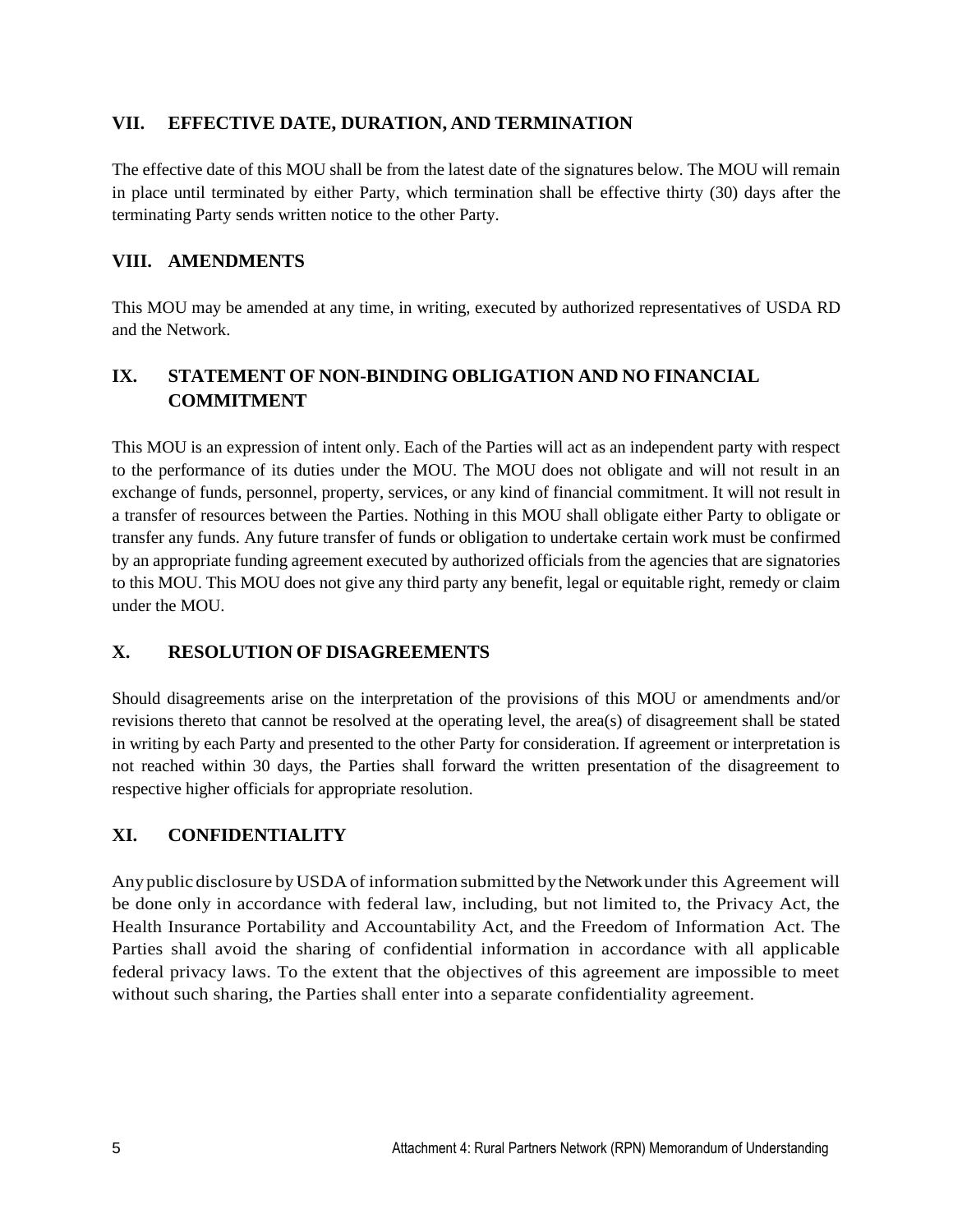## VII. EFFECTIVE DATE, DURATION, AND TERMINATION

The effective date of this MOU shall be from the latest date of the signatures below. The MOU will remain in place until terminated by either Party, which termination shall be effective thirty (30) days after the terminating Party sends written notice to the other Party.

## VIII. AMENDMENTS

This MOU may be amended at any time, in writing, executed by authorized representatives of USDA RD and the Network.

## IX. STATEMENT OF NON-BINDING OBLIGATION AND NO FINANCIAL COMMITMENT

This MOU is an expression of intent only. Each of the Parties will act as an independent party with respect to the performance of its duties under the MOU. The MOU does not obligate and will not result in an exchange of funds, personnel, property, services, or any kind of financial commitment. It will not result in a transfer of resources between the Parties. Nothing in this MOU shall obligate either Party to obligate or transfer any funds. Any future transfer of funds or obligation to undertake certain work must be confirmed by an appropriate funding agreement executed by authorized officials from the agencies that are signatories to this MOU. This MOU does not give any third party any benefit, legal or equitable right, remedy or claim under the MOU.

## X. RESOLUTION OF DISAGREEMENTS

Should disagreements arise on the interpretation of the provisions of this MOU or amendments and/or revisions thereto that cannot be resolved at the operating level, the area(s) of disagreement shall be stated in writing by each Party and presented to the other Party for consideration. If agreement or interpretation is not reached within 30 days, the Parties shall forward the written presentation of the disagreement to respective higher officials for appropriate resolution.

## XI. CONFIDENTIALITY

Any public disclosure by USDA of information submitted by the Network under this Agreement will be done only in accordance with federal law, including, but not limited to, the Privacy Act, the Health Insurance Portability and Accountability Act, and the Freedom of Information Act. The Parties shall avoid the sharing of confidential information in accordance with all applicable federal privacy laws. To the extent that the objectives of this agreement are impossible to meet without such sharing, the Parties shall enter into a separate confidentiality agreement.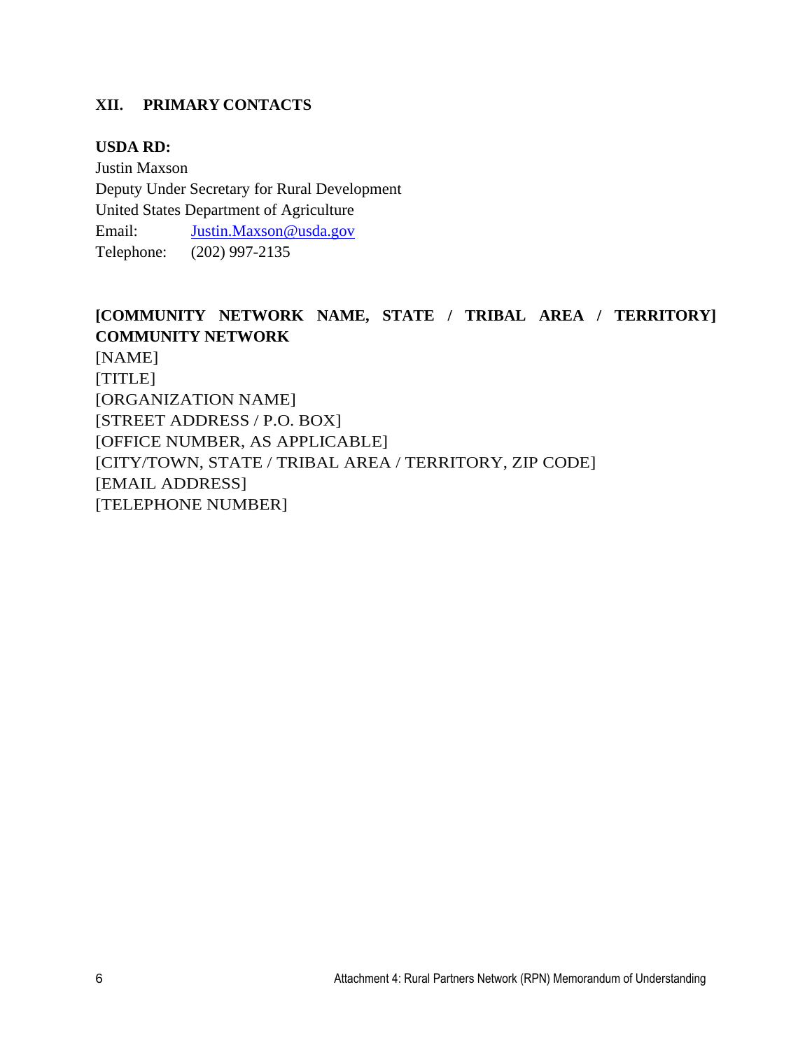## XII. PRIMARY CONTACTS

**USDA RD:**
Justin Maxson
Deputy Under Secretary for Rural Development
United States Department of Agriculture
Email: Justin.Maxson@usda.gov
Telephone: (202) 997-2135

**[COMMUNITY NETWORK NAME, STATE / TRIBAL AREA / TERRITORY] COMMUNITY NETWORK**
[NAME]
[TITLE]
[ORGANIZATION NAME]
[STREET ADDRESS / P.O. BOX]
[OFFICE NUMBER, AS APPLICABLE]
[CITY/TOWN, STATE / TRIBAL AREA / TERRITORY, ZIP CODE]
[EMAIL ADDRESS]
[TELEPHONE NUMBER]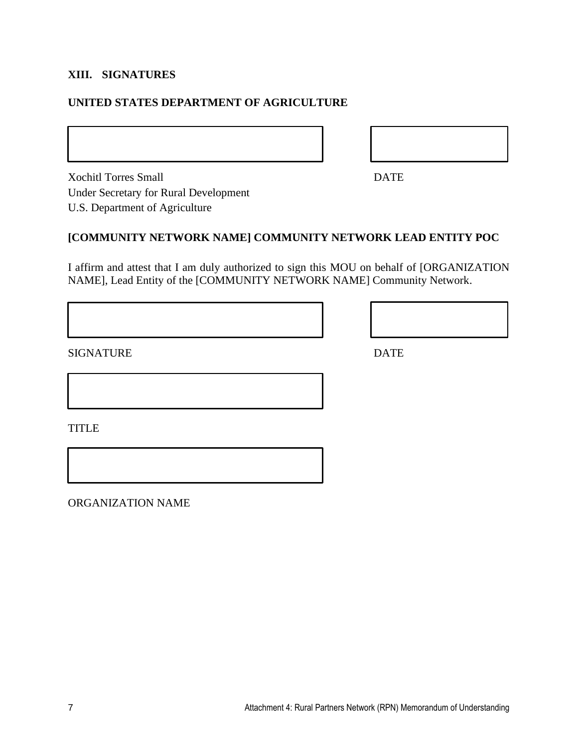## XIII. SIGNATURES

**UNITED STATES DEPARTMENT OF AGRICULTURE**

Xochitl Torres Small
Under Secretary for Rural Development
U.S. Department of Agriculture

DATE

**[COMMUNITY NETWORK NAME] COMMUNITY NETWORK LEAD ENTITY POC**

I affirm and attest that I am duly authorized to sign this MOU on behalf of [ORGANIZATION NAME], Lead Entity of the [COMMUNITY NETWORK NAME] Community Network.

SIGNATURE

DATE

TITLE

ORGANIZATION NAME